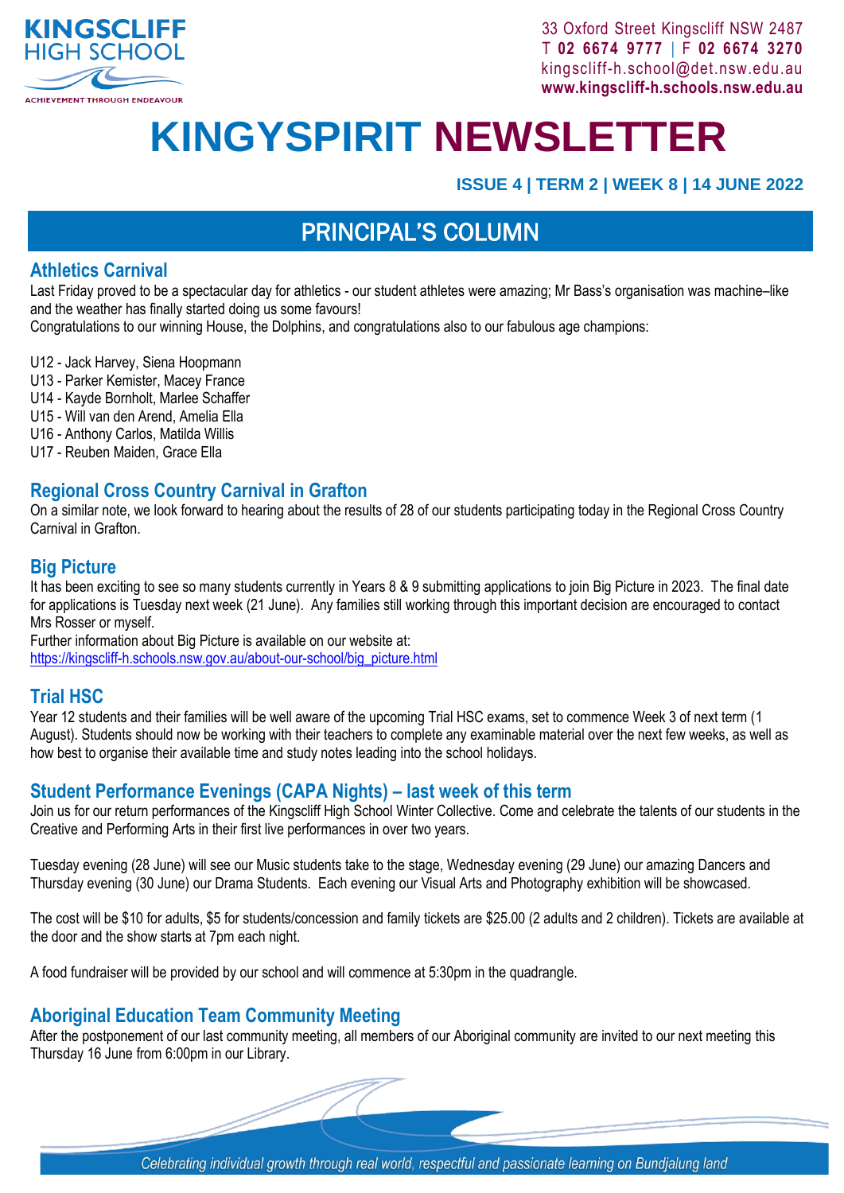KINGSCLIFF HIGH SCHOOL
ACHIEVEMENT THROUGH ENDEAVOUR

33 Oxford Street Kingscliff NSW 2487
T **02 6674 9777** | F **02 6674 3270**
kingscliff-h.school@det.nsw.edu.au
**www.kingscliff-h.schools.nsw.edu.au**

# KINGYSPIRIT NEWSLETTER

**ISSUE 4 | TERM 2 | WEEK 8 | 14 JUNE 2022**

## PRINCIPAL'S COLUMN

### Athletics Carnival

Last Friday proved to be a spectacular day for athletics - our student athletes were amazing; Mr Bass's organisation was machine–like and the weather has finally started doing us some favours!
Congratulations to our winning House, the Dolphins, and congratulations also to our fabulous age champions:

U12 - Jack Harvey, Siena Hoopmann
U13 - Parker Kemister, Macey France
U14 - Kayde Bornholt, Marlee Schaffer
U15 - Will van den Arend, Amelia Ella
U16 - Anthony Carlos, Matilda Willis
U17 - Reuben Maiden, Grace Ella

### Regional Cross Country Carnival in Grafton

On a similar note, we look forward to hearing about the results of 28 of our students participating today in the Regional Cross Country Carnival in Grafton.

### Big Picture

It has been exciting to see so many students currently in Years 8 & 9 submitting applications to join Big Picture in 2023. The final date for applications is Tuesday next week (21 June). Any families still working through this important decision are encouraged to contact Mrs Rosser or myself.
Further information about Big Picture is available on our website at:
https://kingscliff-h.schools.nsw.gov.au/about-our-school/big_picture.html

### Trial HSC

Year 12 students and their families will be well aware of the upcoming Trial HSC exams, set to commence Week 3 of next term (1 August). Students should now be working with their teachers to complete any examinable material over the next few weeks, as well as how best to organise their available time and study notes leading into the school holidays.

### Student Performance Evenings (CAPA Nights) – last week of this term

Join us for our return performances of the Kingscliff High School Winter Collective. Come and celebrate the talents of our students in the Creative and Performing Arts in their first live performances in over two years.

Tuesday evening (28 June) will see our Music students take to the stage, Wednesday evening (29 June) our amazing Dancers and Thursday evening (30 June) our Drama Students. Each evening our Visual Arts and Photography exhibition will be showcased.

The cost will be $10 for adults, $5 for students/concession and family tickets are $25.00 (2 adults and 2 children). Tickets are available at the door and the show starts at 7pm each night.

A food fundraiser will be provided by our school and will commence at 5:30pm in the quadrangle.

### Aboriginal Education Team Community Meeting

After the postponement of our last community meeting, all members of our Aboriginal community are invited to our next meeting this Thursday 16 June from 6:00pm in our Library.

*Celebrating individual growth through real world, respectful and passionate learning on Bundjalung land*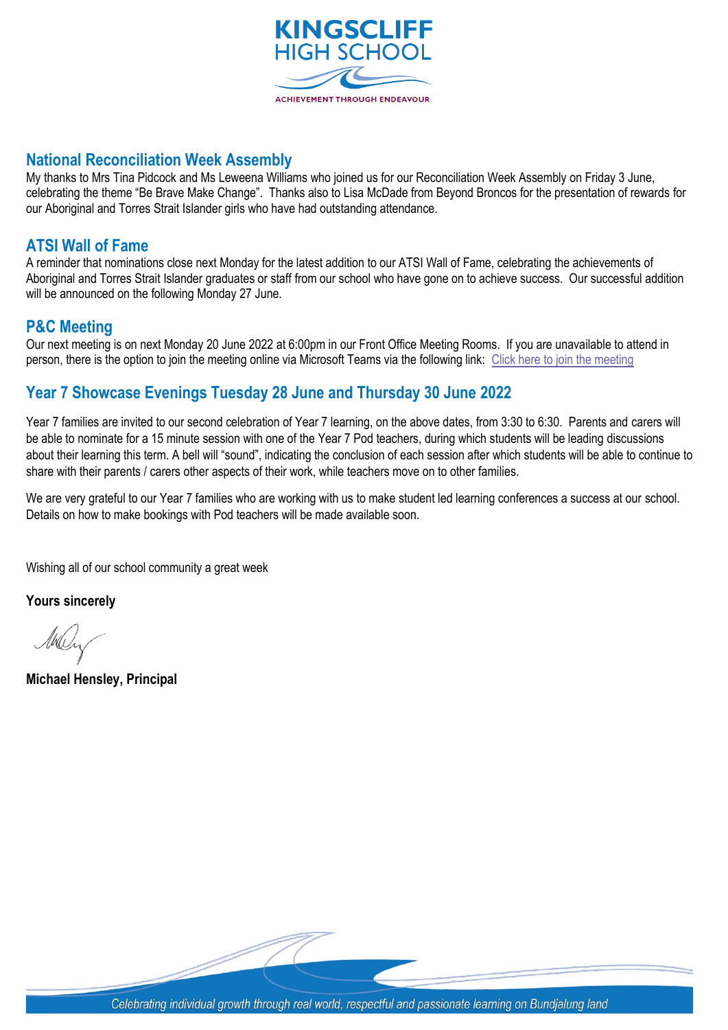## National Reconciliation Week Assembly

My thanks to Mrs Tina Pidcock and Ms Leweena Williams who joined us for our Reconciliation Week Assembly on Friday 3 June, celebrating the theme "Be Brave Make Change". Thanks also to Lisa McDade from Beyond Broncos for the presentation of rewards for our Aboriginal and Torres Strait Islander girls who have had outstanding attendance.

## ATSI Wall of Fame

A reminder that nominations close next Monday for the latest addition to our ATSI Wall of Fame, celebrating the achievements of Aboriginal and Torres Strait Islander graduates or staff from our school who have gone on to achieve success. Our successful addition will be announced on the following Monday 27 June.

## P&C Meeting

Our next meeting is on next Monday 20 June 2022 at 6:00pm in our Front Office Meeting Rooms. If you are unavailable to attend in person, there is the option to join the meeting online via Microsoft Teams via the following link: Click here to join the meeting

## Year 7 Showcase Evenings Tuesday 28 June and Thursday 30 June 2022

Year 7 families are invited to our second celebration of Year 7 learning, on the above dates, from 3:30 to 6:30. Parents and carers will be able to nominate for a 15 minute session with one of the Year 7 Pod teachers, during which students will be leading discussions about their learning this term. A bell will "sound", indicating the conclusion of each session after which students will be able to continue to share with their parents / carers other aspects of their work, while teachers move on to other families.

We are very grateful to our Year 7 families who are working with us to make student led learning conferences a success at our school. Details on how to make bookings with Pod teachers will be made available soon.

Wishing all of our school community a great week

**Yours sincerely**

**Michael Hensley, Principal**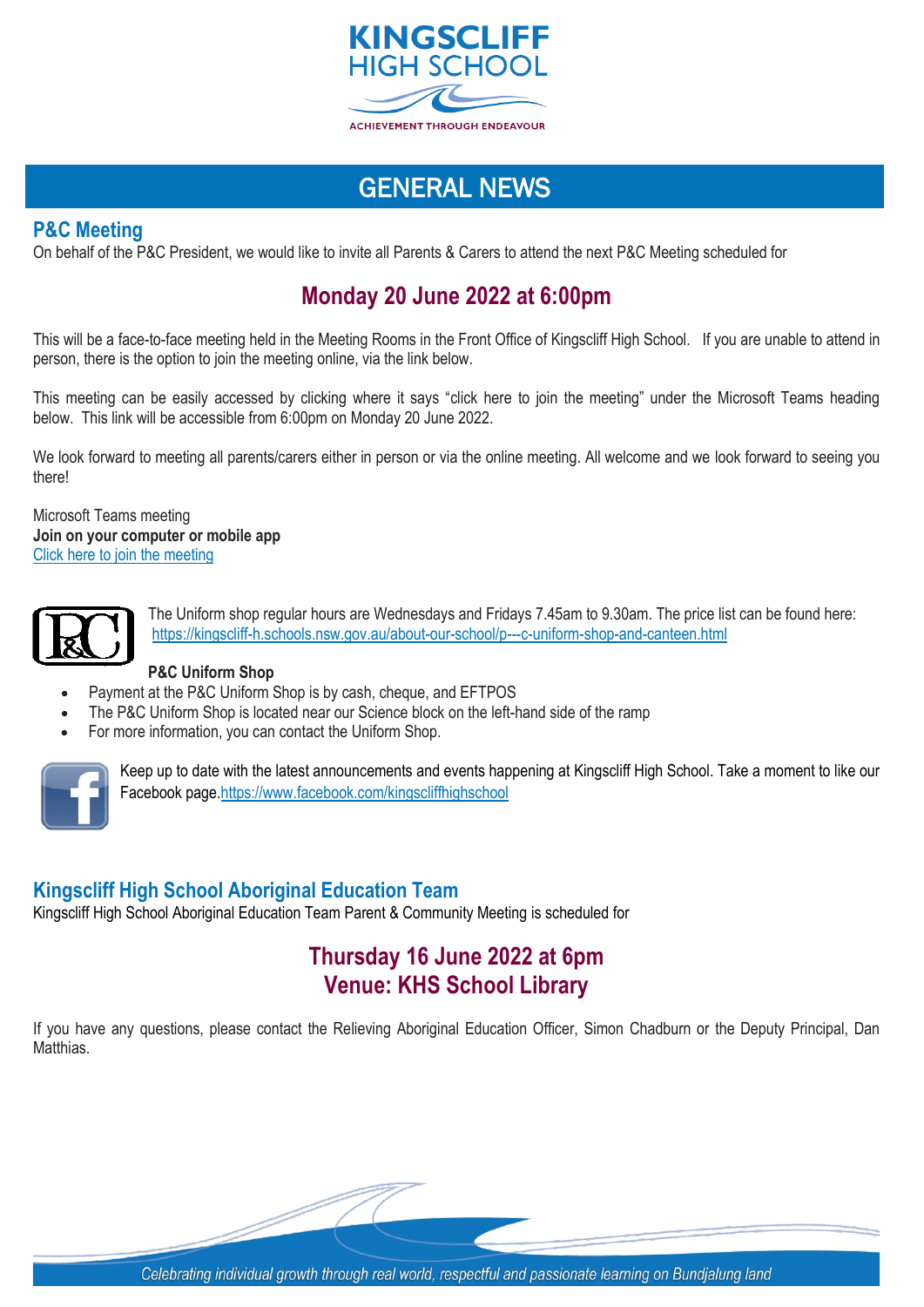# GENERAL NEWS

## P&C Meeting

On behalf of the P&C President, we would like to invite all Parents & Carers to attend the next P&C Meeting scheduled for

### Monday 20 June 2022 at 6:00pm

This will be a face-to-face meeting held in the Meeting Rooms in the Front Office of Kingscliff High School. If you are unable to attend in person, there is the option to join the meeting online, via the link below.

This meeting can be easily accessed by clicking where it says "click here to join the meeting" under the Microsoft Teams heading below. This link will be accessible from 6:00pm on Monday 20 June 2022.

We look forward to meeting all parents/carers either in person or via the online meeting. All welcome and we look forward to seeing you there!

Microsoft Teams meeting
**Join on your computer or mobile app**
Click here to join the meeting

The Uniform shop regular hours are Wednesdays and Fridays 7.45am to 9.30am. The price list can be found here: https://kingscliff-h.schools.nsw.gov.au/about-our-school/p---c-uniform-shop-and-canteen.html

**P&C Uniform Shop**

- Payment at the P&C Uniform Shop is by cash, cheque, and EFTPOS
- The P&C Uniform Shop is located near our Science block on the left-hand side of the ramp
- For more information, you can contact the Uniform Shop.

Keep up to date with the latest announcements and events happening at Kingscliff High School. Take a moment to like our Facebook page.https://www.facebook.com/kingscliffhighschool

## Kingscliff High School Aboriginal Education Team

Kingscliff High School Aboriginal Education Team Parent & Community Meeting is scheduled for

### Thursday 16 June 2022 at 6pm
### Venue: KHS School Library

If you have any questions, please contact the Relieving Aboriginal Education Officer, Simon Chadburn or the Deputy Principal, Dan Matthias.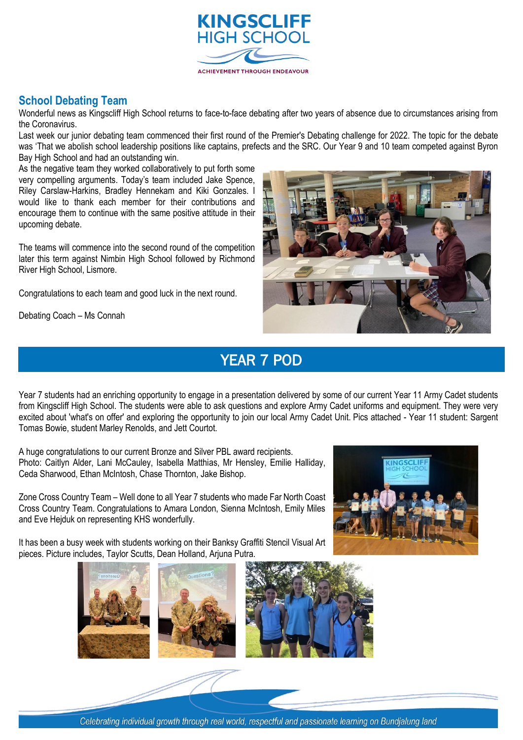## School Debating Team

Wonderful news as Kingscliff High School returns to face-to-face debating after two years of absence due to circumstances arising from the Coronavirus.

Last week our junior debating team commenced their first round of the Premier's Debating challenge for 2022. The topic for the debate was 'That we abolish school leadership positions like captains, prefects and the SRC. Our Year 9 and 10 team competed against Byron Bay High School and had an outstanding win.

As the negative team they worked collaboratively to put forth some very compelling arguments. Today's team included Jake Spence, Riley Carslaw-Harkins, Bradley Hennekam and Kiki Gonzales. I would like to thank each member for their contributions and encourage them to continue with the same positive attitude in their upcoming debate.

The teams will commence into the second round of the competition later this term against Nimbin High School followed by Richmond River High School, Lismore.

Congratulations to each team and good luck in the next round.

Debating Coach – Ms Connah

# YEAR 7 POD

Year 7 students had an enriching opportunity to engage in a presentation delivered by some of our current Year 11 Army Cadet students from Kingscliff High School. The students were able to ask questions and explore Army Cadet uniforms and equipment. They were very excited about 'what's on offer' and exploring the opportunity to join our local Army Cadet Unit. Pics attached - Year 11 student: Sargent Tomas Bowie, student Marley Renolds, and Jett Courtot.

A huge congratulations to our current Bronze and Silver PBL award recipients.
Photo: Caitlyn Alder, Lani McCauley, Isabella Matthias, Mr Hensley, Emilie Halliday, Ceda Sharwood, Ethan McIntosh, Chase Thornton, Jake Bishop.

Zone Cross Country Team – Well done to all Year 7 students who made Far North Coast Cross Country Team. Congratulations to Amara London, Sienna McIntosh, Emily Miles and Eve Hejduk on representing KHS wonderfully.

It has been a busy week with students working on their Banksy Graffiti Stencil Visual Art pieces. Picture includes, Taylor Scutts, Dean Holland, Arjuna Putra.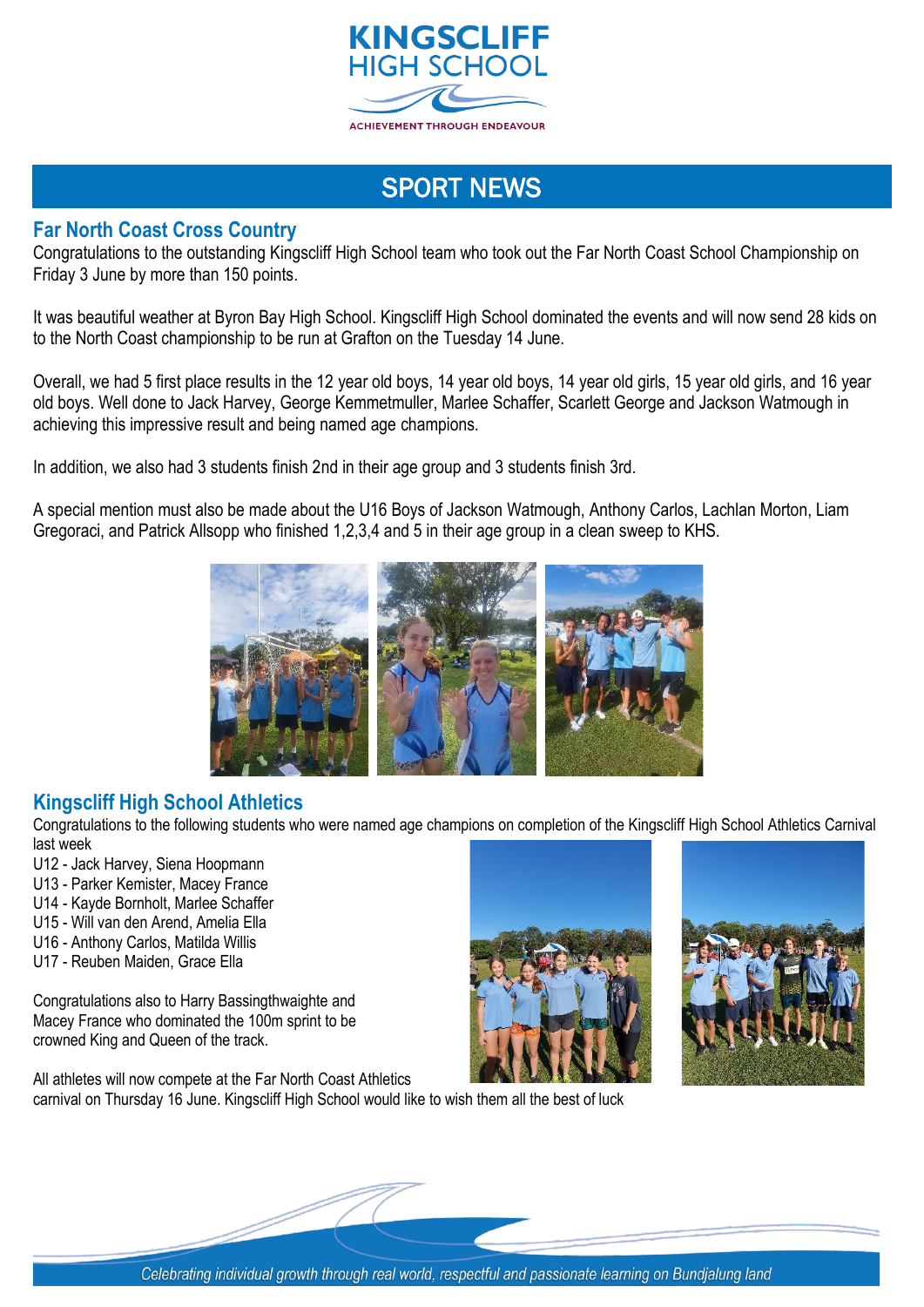# SPORT NEWS

## Far North Coast Cross Country

Congratulations to the outstanding Kingscliff High School team who took out the Far North Coast School Championship on Friday 3 June by more than 150 points.

It was beautiful weather at Byron Bay High School. Kingscliff High School dominated the events and will now send 28 kids on to the North Coast championship to be run at Grafton on the Tuesday 14 June.

Overall, we had 5 first place results in the 12 year old boys, 14 year old boys, 14 year old girls, 15 year old girls, and 16 year old boys. Well done to Jack Harvey, George Kemmetmuller, Marlee Schaffer, Scarlett George and Jackson Watmough in achieving this impressive result and being named age champions.

In addition, we also had 3 students finish 2nd in their age group and 3 students finish 3rd.

A special mention must also be made about the U16 Boys of Jackson Watmough, Anthony Carlos, Lachlan Morton, Liam Gregoraci, and Patrick Allsopp who finished 1,2,3,4 and 5 in their age group in a clean sweep to KHS.

## Kingscliff High School Athletics

Congratulations to the following students who were named age champions on completion of the Kingscliff High School Athletics Carnival last week

- U12 - Jack Harvey, Siena Hoopmann
- U13 - Parker Kemister, Macey France
- U14 - Kayde Bornholt, Marlee Schaffer
- U15 - Will van den Arend, Amelia Ella
- U16 - Anthony Carlos, Matilda Willis
- U17 - Reuben Maiden, Grace Ella

Congratulations also to Harry Bassingthwaighte and Macey France who dominated the 100m sprint to be crowned King and Queen of the track.

All athletes will now compete at the Far North Coast Athletics carnival on Thursday 16 June. Kingscliff High School would like to wish them all the best of luck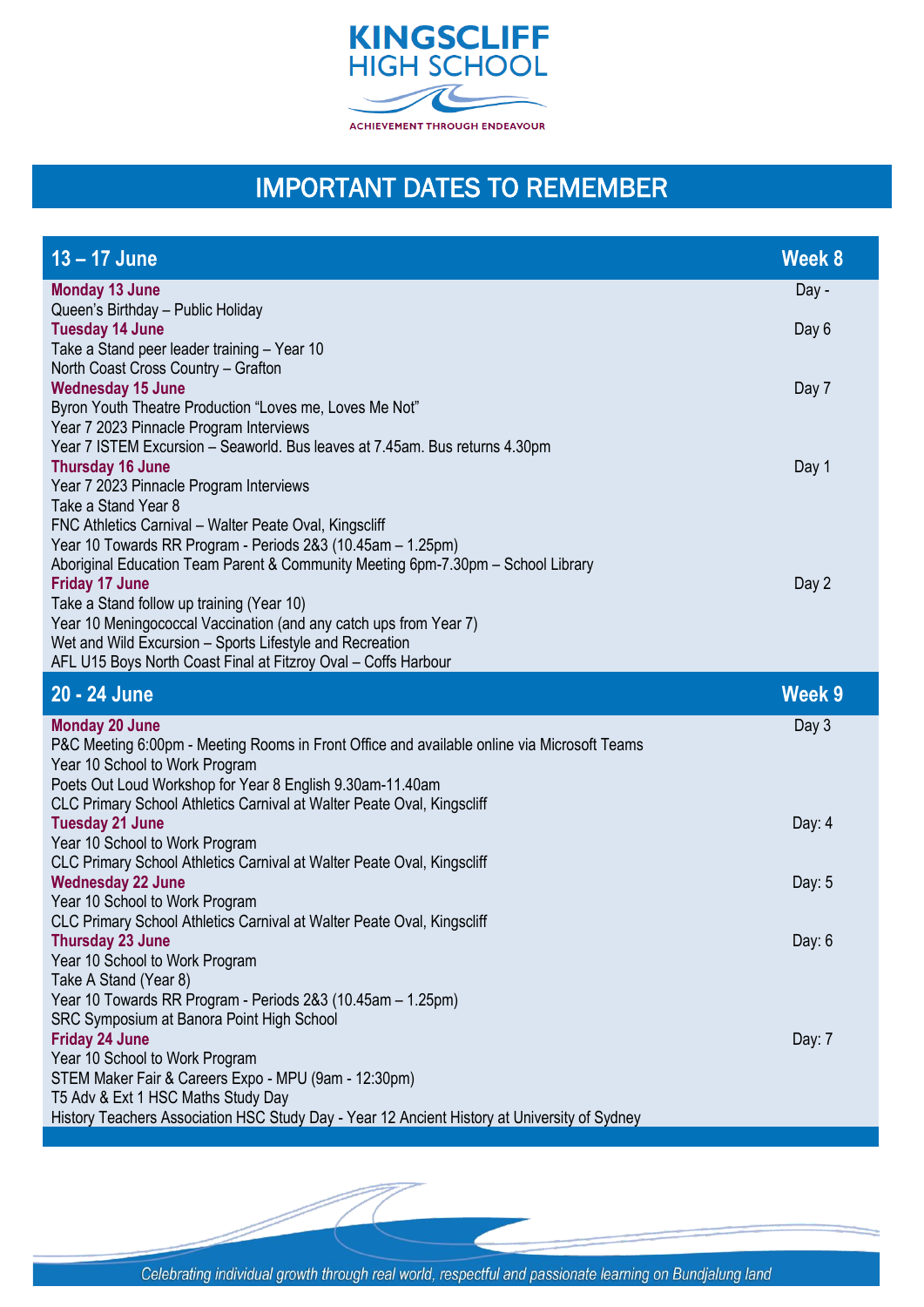# KINGSCLIFF HIGH SCHOOL

ACHIEVEMENT THROUGH ENDEAVOUR

## IMPORTANT DATES TO REMEMBER

### 13 – 17 June — Week 8

**Monday 13 June** — Day -

Queen's Birthday – Public Holiday

**Tuesday 14 June** — Day 6

Take a Stand peer leader training – Year 10
North Coast Cross Country – Grafton

**Wednesday 15 June** — Day 7

Byron Youth Theatre Production "Loves me, Loves Me Not"
Year 7 2023 Pinnacle Program Interviews
Year 7 ISTEM Excursion – Seaworld. Bus leaves at 7.45am. Bus returns 4.30pm

**Thursday 16 June** — Day 1

Year 7 2023 Pinnacle Program Interviews
Take a Stand Year 8
FNC Athletics Carnival – Walter Peate Oval, Kingscliff
Year 10 Towards RR Program - Periods 2&3 (10.45am – 1.25pm)
Aboriginal Education Team Parent & Community Meeting 6pm-7.30pm – School Library

**Friday 17 June** — Day 2

Take a Stand follow up training (Year 10)
Year 10 Meningococcal Vaccination (and any catch ups from Year 7)
Wet and Wild Excursion – Sports Lifestyle and Recreation
AFL U15 Boys North Coast Final at Fitzroy Oval – Coffs Harbour

### 20 - 24 June — Week 9

**Monday 20 June** — Day 3

P&C Meeting 6:00pm - Meeting Rooms in Front Office and available online via Microsoft Teams
Year 10 School to Work Program
Poets Out Loud Workshop for Year 8 English 9.30am-11.40am
CLC Primary School Athletics Carnival at Walter Peate Oval, Kingscliff

**Tuesday 21 June** — Day: 4

Year 10 School to Work Program
CLC Primary School Athletics Carnival at Walter Peate Oval, Kingscliff

**Wednesday 22 June** — Day: 5

Year 10 School to Work Program
CLC Primary School Athletics Carnival at Walter Peate Oval, Kingscliff

**Thursday 23 June** — Day: 6

Year 10 School to Work Program
Take A Stand (Year 8)
Year 10 Towards RR Program - Periods 2&3 (10.45am – 1.25pm)
SRC Symposium at Banora Point High School

**Friday 24 June** — Day: 7

Year 10 School to Work Program
STEM Maker Fair & Careers Expo - MPU (9am - 12:30pm)
T5 Adv & Ext 1 HSC Maths Study Day
History Teachers Association HSC Study Day - Year 12 Ancient History at University of Sydney

*Celebrating individual growth through real world, respectful and passionate learning on Bundjalung land*